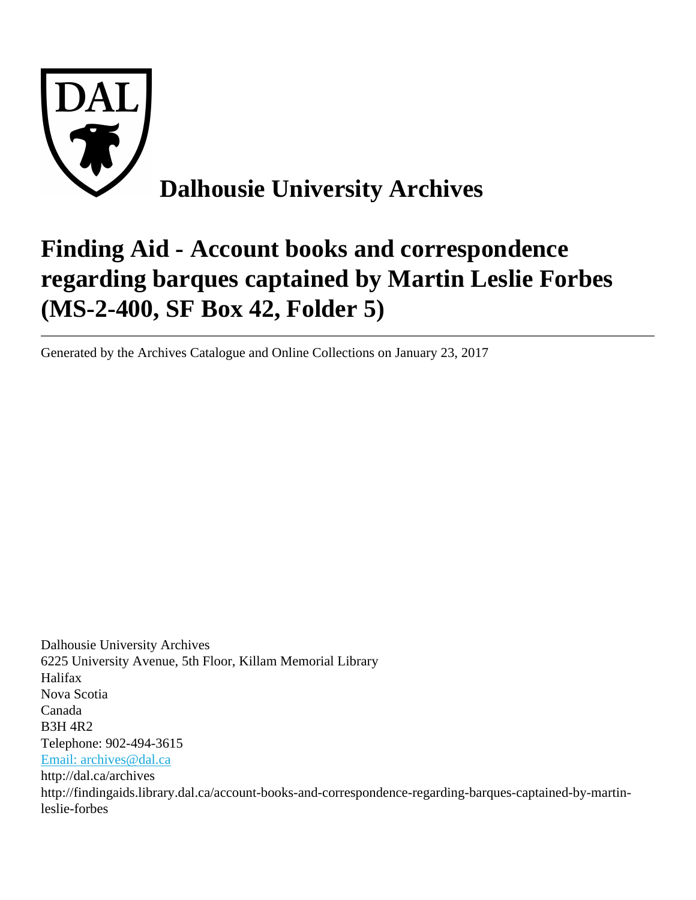# Dalhousie University Archives

# Finding Aid - Account books and correspondence regarding barques captained by Martin Leslie Forbes (MS-2-400, SF Box 42, Folder 5)

---

Generated by the Archives Catalogue and Online Collections on January 23, 2017

Dalhousie University Archives
6225 University Avenue, 5th Floor, Killam Memorial Library
Halifax
Nova Scotia
Canada
B3H 4R2
Telephone: 902-494-3615
Email: archives@dal.ca
http://dal.ca/archives
http://findingaids.library.dal.ca/account-books-and-correspondence-regarding-barques-captained-by-martin-leslie-forbes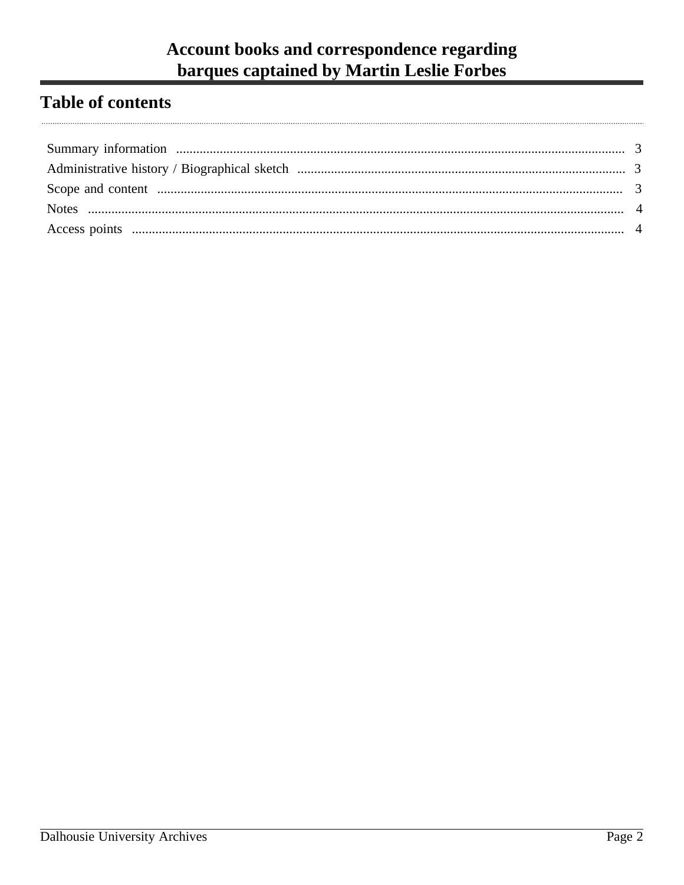# Account books and correspondence regarding barques captained by Martin Leslie Forbes

## Table of contents

Summary information ........................................................ 3
Administrative history / Biographical sketch ........................................................ 3
Scope and content ........................................................ 3
Notes ........................................................ 4
Access points ........................................................ 4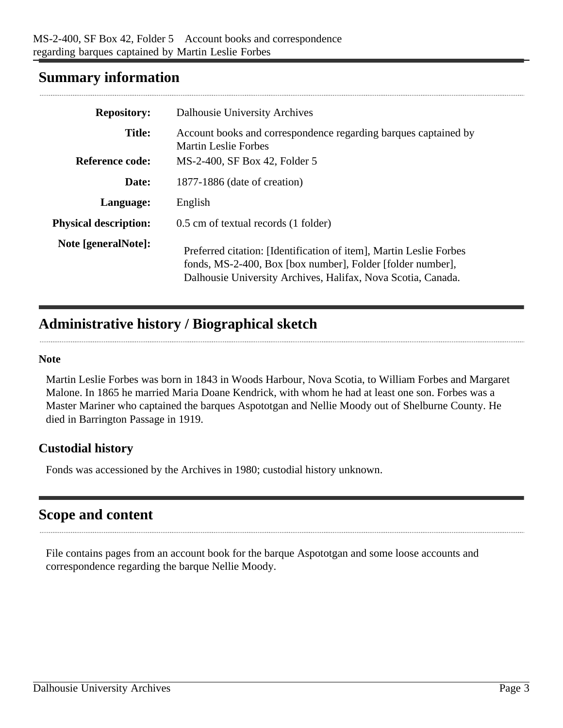## Summary information

| | |
|---|---|
| **Repository:** | Dalhousie University Archives |
| **Title:** | Account books and correspondence regarding barques captained by Martin Leslie Forbes |
| **Reference code:** | MS-2-400, SF Box 42, Folder 5 |
| **Date:** | 1877-1886 (date of creation) |
| **Language:** | English |
| **Physical description:** | 0.5 cm of textual records (1 folder) |
| **Note [generalNote]:** | Preferred citation: [Identification of item], Martin Leslie Forbes fonds, MS-2-400, Box [box number], Folder [folder number], Dalhousie University Archives, Halifax, Nova Scotia, Canada. |

## Administrative history / Biographical sketch

**Note**

Martin Leslie Forbes was born in 1843 in Woods Harbour, Nova Scotia, to William Forbes and Margaret Malone. In 1865 he married Maria Doane Kendrick, with whom he had at least one son. Forbes was a Master Mariner who captained the barques Aspototgan and Nellie Moody out of Shelburne County. He died in Barrington Passage in 1919.

### Custodial history

Fonds was accessioned by the Archives in 1980; custodial history unknown.

## Scope and content

File contains pages from an account book for the barque Aspototgan and some loose accounts and correspondence regarding the barque Nellie Moody.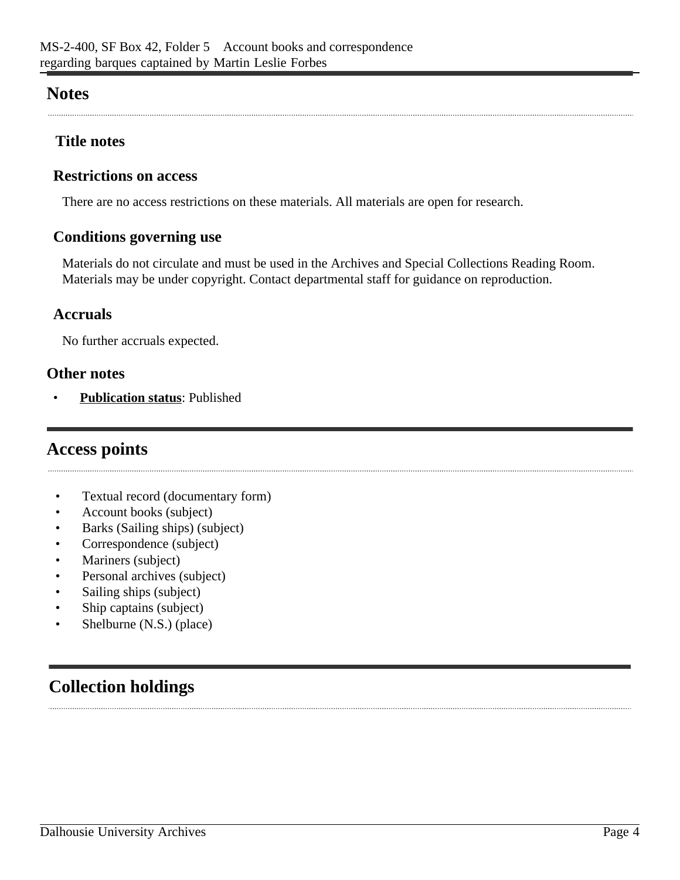## Notes

### Title notes

#### Restrictions on access

There are no access restrictions on these materials. All materials are open for research.

#### Conditions governing use

Materials do not circulate and must be used in the Archives and Special Collections Reading Room. Materials may be under copyright. Contact departmental staff for guidance on reproduction.

#### Accruals

No further accruals expected.

### Other notes

- **Publication status**: Published

## Access points

- Textual record (documentary form)
- Account books (subject)
- Barks (Sailing ships) (subject)
- Correspondence (subject)
- Mariners (subject)
- Personal archives (subject)
- Sailing ships (subject)
- Ship captains (subject)
- Shelburne (N.S.) (place)

## Collection holdings